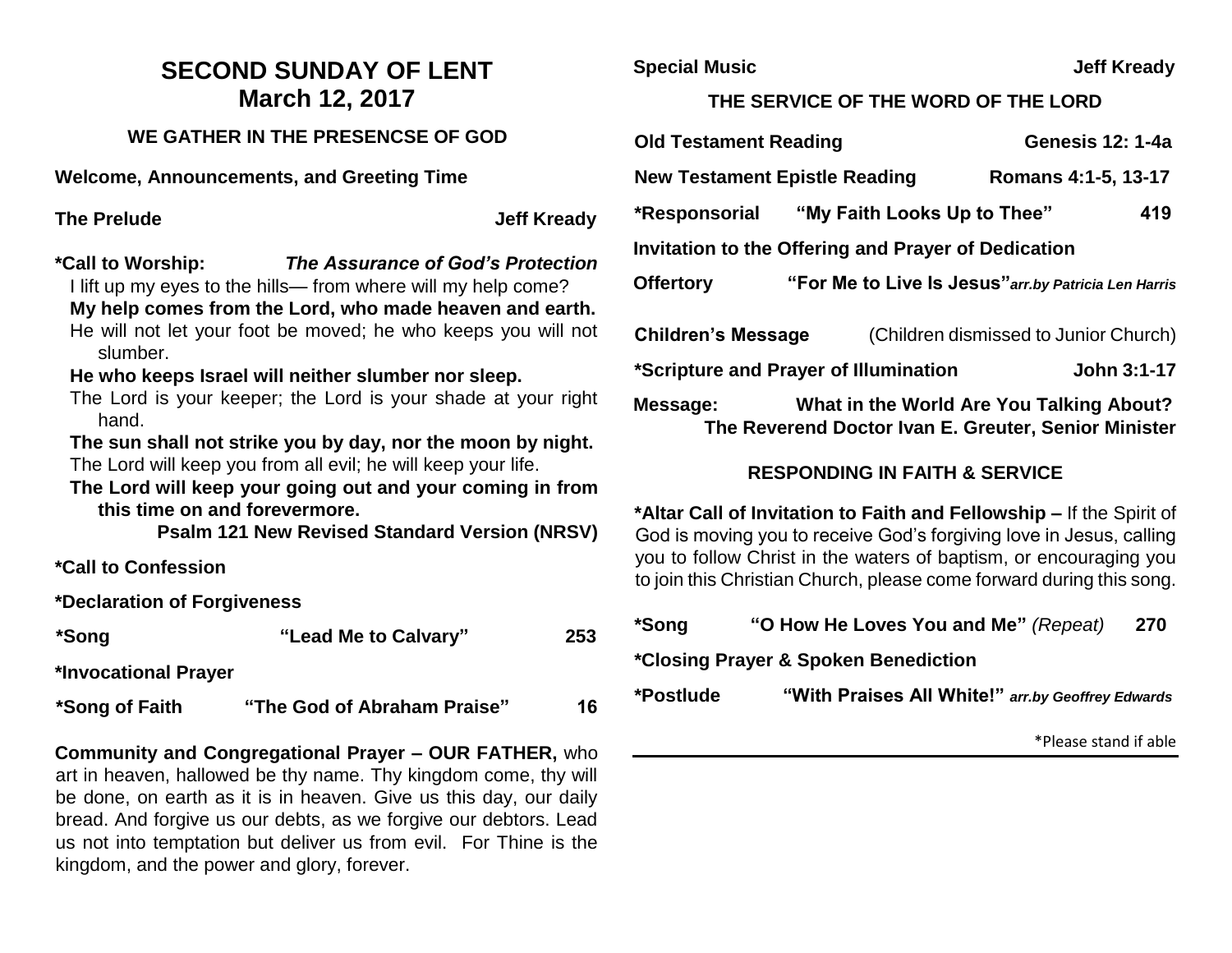# SECOND SUNDAY OF LENT
# March 12, 2017

### WE GATHER IN THE PRESENCSE OF GOD

**Welcome, Announcements, and Greeting Time**

**The Prelude** **Jeff Kready**

**\*Call to Worship:** ***The Assurance of God's Protection***

I lift up my eyes to the hills— from where will my help come?

**My help comes from the Lord, who made heaven and earth.**

He will not let your foot be moved; he who keeps you will not slumber.

**He who keeps Israel will neither slumber nor sleep.**

The Lord is your keeper; the Lord is your shade at your right hand.

**The sun shall not strike you by day, nor the moon by night.**

The Lord will keep you from all evil; he will keep your life.

**The Lord will keep your going out and your coming in from this time on and forevermore.**

**Psalm 121 New Revised Standard Version (NRSV)**

**\*Call to Confession**

**\*Declaration of Forgiveness**

**\*Song** **"Lead Me to Calvary"** **253**

**\*Invocational Prayer**

**\*Song of Faith** **"The God of Abraham Praise"** **16**

**Community and Congregational Prayer – OUR FATHER,** who art in heaven, hallowed be thy name. Thy kingdom come, thy will be done, on earth as it is in heaven. Give us this day, our daily bread. And forgive us our debts, as we forgive our debtors. Lead us not into temptation but deliver us from evil. For Thine is the kingdom, and the power and glory, forever.

**Special Music** **Jeff Kready**

### THE SERVICE OF THE WORD OF THE LORD

**Old Testament Reading** **Genesis 12: 1-4a**

**New Testament Epistle Reading** **Romans 4:1-5, 13-17**

**\*Responsorial** **"My Faith Looks Up to Thee"** **419**

**Invitation to the Offering and Prayer of Dedication**

**Offertory** **"For Me to Live Is Jesus"** ***arr.by Patricia Len Harris***

**Children's Message** (Children dismissed to Junior Church)

**\*Scripture and Prayer of Illumination** **John 3:1-17**

**Message:** **What in the World Are You Talking About?**
**The Reverend Doctor Ivan E. Greuter, Senior Minister**

### RESPONDING IN FAITH & SERVICE

**\*Altar Call of Invitation to Faith and Fellowship –** If the Spirit of God is moving you to receive God's forgiving love in Jesus, calling you to follow Christ in the waters of baptism, or encouraging you to join this Christian Church, please come forward during this song.

**\*Song** **"O How He Loves You and Me"** *(Repeat)* **270**

**\*Closing Prayer & Spoken Benediction**

**\*Postlude** **"With Praises All White!"** ***arr.by Geoffrey Edwards***

\*Please stand if able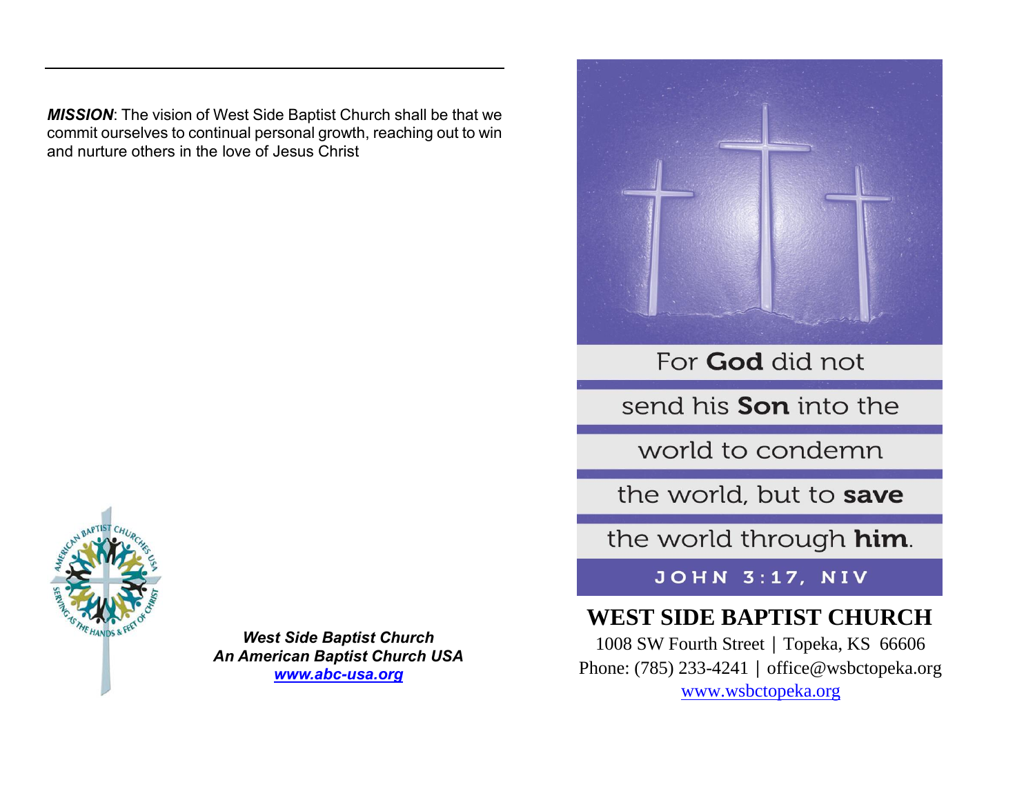***MISSION***: The vision of West Side Baptist Church shall be that we commit ourselves to continual personal growth, reaching out to win and nurture others in the love of Jesus Christ

***West Side Baptist Church***
***An American Baptist Church USA***
***www.abc-usa.org***

For **God** did not send his **Son** into the world to condemn the world, but to **save** the world through **him**.

JOHN 3:17, NIV

# WEST SIDE BAPTIST CHURCH

1008 SW Fourth Street | Topeka, KS 66606
Phone: (785) 233-4241 | office@wsbctopeka.org
www.wsbctopeka.org